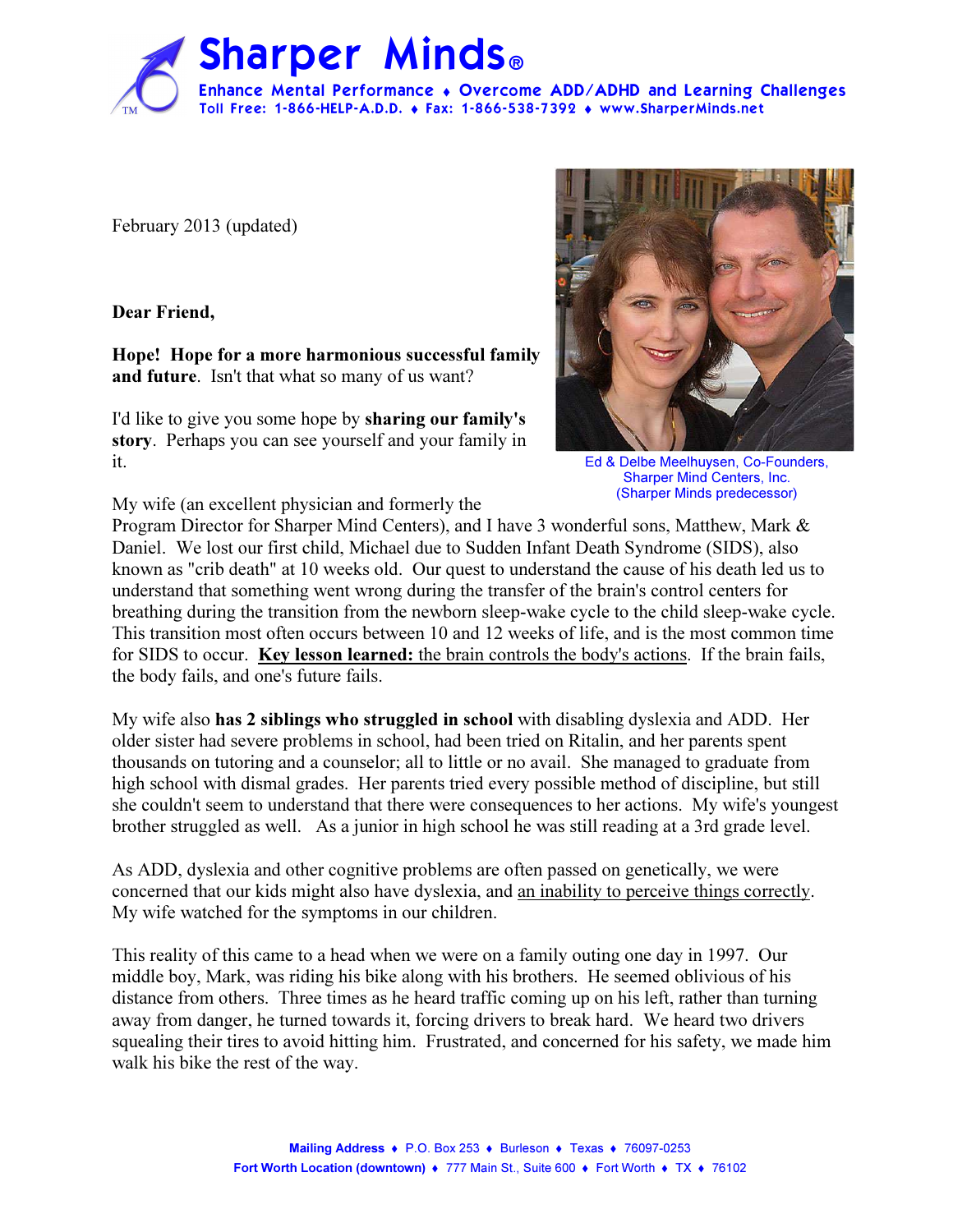# Sharper Minds®

**Enhance Mental Performance ♦ Overcome ADD/ADHD and Learning Challenges**
Toll Free: 1-866-HELP-A.D.D. ♦ Fax: 1-866-538-7392 ♦ www.SharperMinds.net

February 2013 (updated)

Ed & Delbe Meelhuysen, Co-Founders, Sharper Mind Centers, Inc. (Sharper Minds predecessor)

**Dear Friend,**

**Hope! Hope for a more harmonious successful family and future**. Isn't that what so many of us want?

I'd like to give you some hope by **sharing our family's story**. Perhaps you can see yourself and your family in it.

My wife (an excellent physician and formerly the Program Director for Sharper Mind Centers), and I have 3 wonderful sons, Matthew, Mark & Daniel. We lost our first child, Michael due to Sudden Infant Death Syndrome (SIDS), also known as "crib death" at 10 weeks old. Our quest to understand the cause of his death led us to understand that something went wrong during the transfer of the brain's control centers for breathing during the transition from the newborn sleep-wake cycle to the child sleep-wake cycle. This transition most often occurs between 10 and 12 weeks of life, and is the most common time for SIDS to occur. **Key lesson learned:** the brain controls the body's actions. If the brain fails, the body fails, and one's future fails.

My wife also **has 2 siblings who struggled in school** with disabling dyslexia and ADD. Her older sister had severe problems in school, had been tried on Ritalin, and her parents spent thousands on tutoring and a counselor; all to little or no avail. She managed to graduate from high school with dismal grades. Her parents tried every possible method of discipline, but still she couldn't seem to understand that there were consequences to her actions. My wife's youngest brother struggled as well. As a junior in high school he was still reading at a 3rd grade level.

As ADD, dyslexia and other cognitive problems are often passed on genetically, we were concerned that our kids might also have dyslexia, and an inability to perceive things correctly. My wife watched for the symptoms in our children.

This reality of this came to a head when we were on a family outing one day in 1997. Our middle boy, Mark, was riding his bike along with his brothers. He seemed oblivious of his distance from others. Three times as he heard traffic coming up on his left, rather than turning away from danger, he turned towards it, forcing drivers to break hard. We heard two drivers squealing their tires to avoid hitting him. Frustrated, and concerned for his safety, we made him walk his bike the rest of the way.

**Mailing Address** ♦ P.O. Box 253 ♦ Burleson ♦ Texas ♦ 76097-0253
**Fort Worth Location (downtown)** ♦ 777 Main St., Suite 600 ♦ Fort Worth ♦ TX ♦ 76102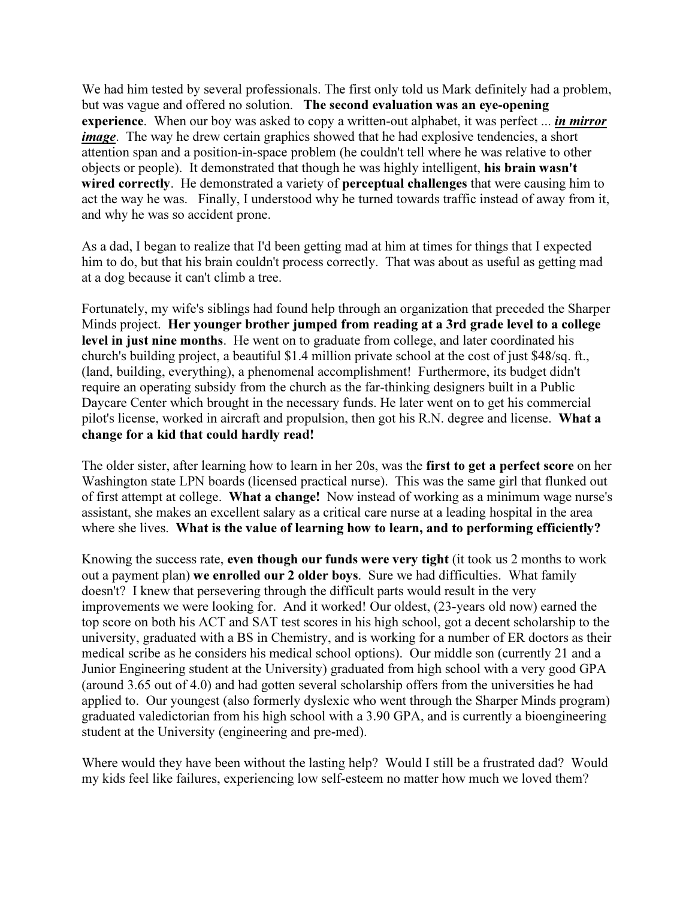We had him tested by several professionals. The first only told us Mark definitely had a problem, but was vague and offered no solution. **The second evaluation was an eye-opening experience**. When our boy was asked to copy a written-out alphabet, it was perfect ... ***<u>in mirror image</u>***. The way he drew certain graphics showed that he had explosive tendencies, a short attention span and a position-in-space problem (he couldn't tell where he was relative to other objects or people). It demonstrated that though he was highly intelligent, **his brain wasn't wired correctly**. He demonstrated a variety of **perceptual challenges** that were causing him to act the way he was. Finally, I understood why he turned towards traffic instead of away from it, and why he was so accident prone.

As a dad, I began to realize that I'd been getting mad at him at times for things that I expected him to do, but that his brain couldn't process correctly. That was about as useful as getting mad at a dog because it can't climb a tree.

Fortunately, my wife's siblings had found help through an organization that preceded the Sharper Minds project. **Her younger brother jumped from reading at a 3rd grade level to a college level in just nine months**. He went on to graduate from college, and later coordinated his church's building project, a beautiful $1.4 million private school at the cost of just $48/sq. ft., (land, building, everything), a phenomenal accomplishment! Furthermore, its budget didn't require an operating subsidy from the church as the far-thinking designers built in a Public Daycare Center which brought in the necessary funds. He later went on to get his commercial pilot's license, worked in aircraft and propulsion, then got his R.N. degree and license. **What a change for a kid that could hardly read!**

The older sister, after learning how to learn in her 20s, was the **first to get a perfect score** on her Washington state LPN boards (licensed practical nurse). This was the same girl that flunked out of first attempt at college. **What a change!** Now instead of working as a minimum wage nurse's assistant, she makes an excellent salary as a critical care nurse at a leading hospital in the area where she lives. **What is the value of learning how to learn, and to performing efficiently?**

Knowing the success rate, **even though our funds were very tight** (it took us 2 months to work out a payment plan) **we enrolled our 2 older boys**. Sure we had difficulties. What family doesn't? I knew that persevering through the difficult parts would result in the very improvements we were looking for. And it worked! Our oldest, (23-years old now) earned the top score on both his ACT and SAT test scores in his high school, got a decent scholarship to the university, graduated with a BS in Chemistry, and is working for a number of ER doctors as their medical scribe as he considers his medical school options). Our middle son (currently 21 and a Junior Engineering student at the University) graduated from high school with a very good GPA (around 3.65 out of 4.0) and had gotten several scholarship offers from the universities he had applied to. Our youngest (also formerly dyslexic who went through the Sharper Minds program) graduated valedictorian from his high school with a 3.90 GPA, and is currently a bioengineering student at the University (engineering and pre-med).

Where would they have been without the lasting help? Would I still be a frustrated dad? Would my kids feel like failures, experiencing low self-esteem no matter how much we loved them?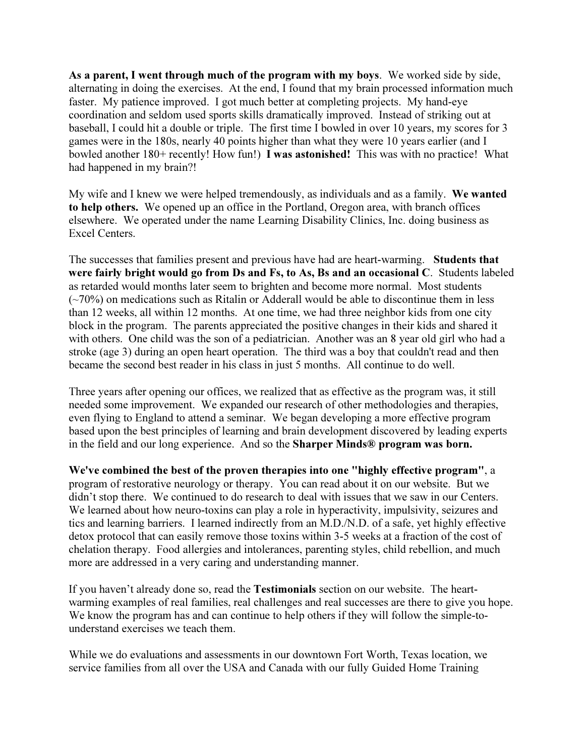**As a parent, I went through much of the program with my boys**. We worked side by side, alternating in doing the exercises. At the end, I found that my brain processed information much faster. My patience improved. I got much better at completing projects. My hand-eye coordination and seldom used sports skills dramatically improved. Instead of striking out at baseball, I could hit a double or triple. The first time I bowled in over 10 years, my scores for 3 games were in the 180s, nearly 40 points higher than what they were 10 years earlier (and I bowled another 180+ recently! How fun!) **I was astonished!** This was with no practice! What had happened in my brain?!

My wife and I knew we were helped tremendously, as individuals and as a family. **We wanted to help others.** We opened up an office in the Portland, Oregon area, with branch offices elsewhere. We operated under the name Learning Disability Clinics, Inc. doing business as Excel Centers.

The successes that families present and previous have had are heart-warming. **Students that were fairly bright would go from Ds and Fs, to As, Bs and an occasional C**. Students labeled as retarded would months later seem to brighten and become more normal. Most students (~70%) on medications such as Ritalin or Adderall would be able to discontinue them in less than 12 weeks, all within 12 months. At one time, we had three neighbor kids from one city block in the program. The parents appreciated the positive changes in their kids and shared it with others. One child was the son of a pediatrician. Another was an 8 year old girl who had a stroke (age 3) during an open heart operation. The third was a boy that couldn't read and then became the second best reader in his class in just 5 months. All continue to do well.

Three years after opening our offices, we realized that as effective as the program was, it still needed some improvement. We expanded our research of other methodologies and therapies, even flying to England to attend a seminar. We began developing a more effective program based upon the best principles of learning and brain development discovered by leading experts in the field and our long experience. And so the **Sharper Minds® program was born.**

**We've combined the best of the proven therapies into one "highly effective program"**, a program of restorative neurology or therapy. You can read about it on our website. But we didn't stop there. We continued to do research to deal with issues that we saw in our Centers. We learned about how neuro-toxins can play a role in hyperactivity, impulsivity, seizures and tics and learning barriers. I learned indirectly from an M.D./N.D. of a safe, yet highly effective detox protocol that can easily remove those toxins within 3-5 weeks at a fraction of the cost of chelation therapy. Food allergies and intolerances, parenting styles, child rebellion, and much more are addressed in a very caring and understanding manner.

If you haven't already done so, read the **Testimonials** section on our website. The heart-warming examples of real families, real challenges and real successes are there to give you hope. We know the program has and can continue to help others if they will follow the simple-to-understand exercises we teach them.

While we do evaluations and assessments in our downtown Fort Worth, Texas location, we service families from all over the USA and Canada with our fully Guided Home Training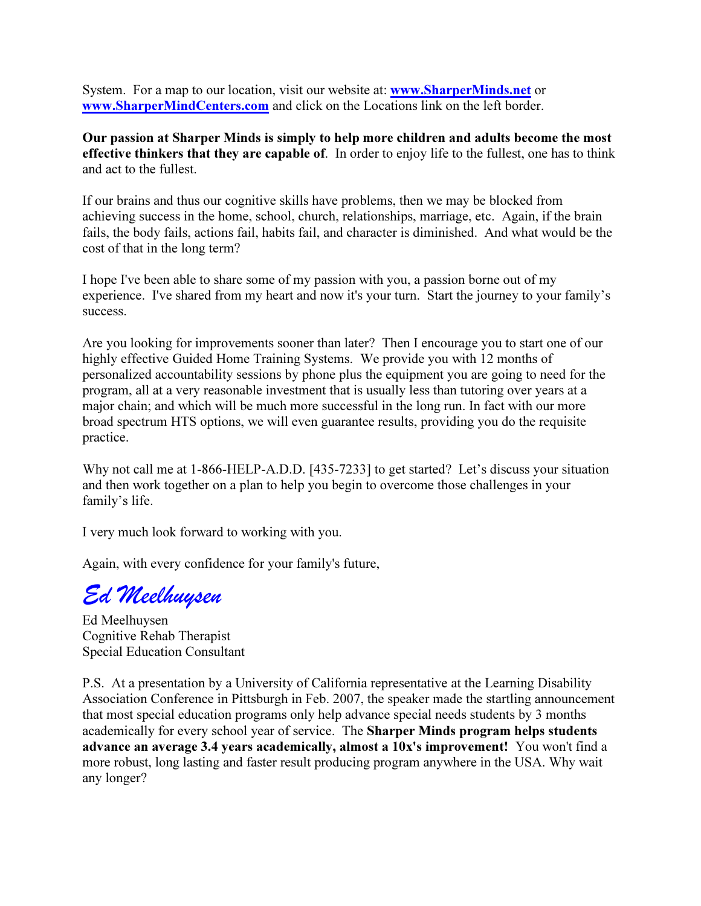System. For a map to our location, visit our website at: **[www.SharperMinds.net](http://www.SharperMinds.net)** or **[www.SharperMindCenters.com](http://www.SharperMindCenters.com)** and click on the Locations link on the left border.

**Our passion at Sharper Minds is simply to help more children and adults become the most effective thinkers that they are capable of**. In order to enjoy life to the fullest, one has to think and act to the fullest.

If our brains and thus our cognitive skills have problems, then we may be blocked from achieving success in the home, school, church, relationships, marriage, etc. Again, if the brain fails, the body fails, actions fail, habits fail, and character is diminished. And what would be the cost of that in the long term?

I hope I've been able to share some of my passion with you, a passion borne out of my experience. I've shared from my heart and now it's your turn. Start the journey to your family's success.

Are you looking for improvements sooner than later? Then I encourage you to start one of our highly effective Guided Home Training Systems. We provide you with 12 months of personalized accountability sessions by phone plus the equipment you are going to need for the program, all at a very reasonable investment that is usually less than tutoring over years at a major chain; and which will be much more successful in the long run. In fact with our more broad spectrum HTS options, we will even guarantee results, providing you do the requisite practice.

Why not call me at 1-866-HELP-A.D.D. [435-7233] to get started? Let's discuss your situation and then work together on a plan to help you begin to overcome those challenges in your family's life.

I very much look forward to working with you.

Again, with every confidence for your family's future,

*Ed Meelhuysen*

Ed Meelhuysen
Cognitive Rehab Therapist
Special Education Consultant

P.S. At a presentation by a University of California representative at the Learning Disability Association Conference in Pittsburgh in Feb. 2007, the speaker made the startling announcement that most special education programs only help advance special needs students by 3 months academically for every school year of service. The **Sharper Minds program helps students advance an average 3.4 years academically, almost a 10x's improvement!** You won't find a more robust, long lasting and faster result producing program anywhere in the USA. Why wait any longer?